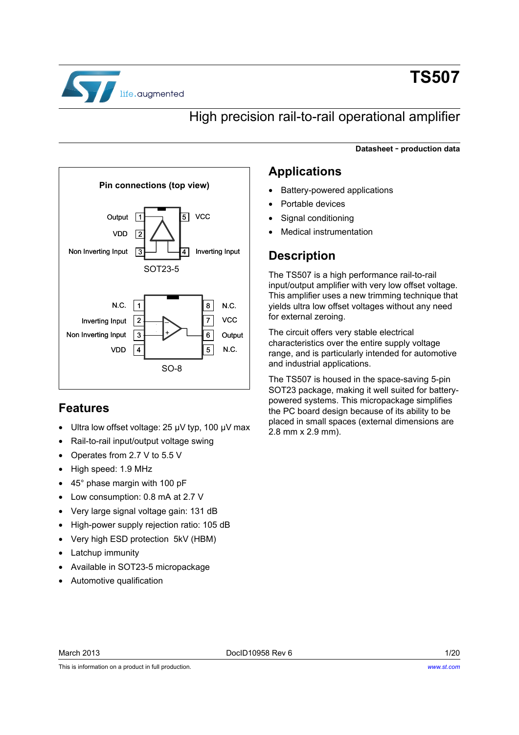# TS507

## High precision rail-to-rail operational amplifier

**Datasheet - production data**

**Pin connections (top view)**

SOT23-5:

| Pin | Name | Pin | Name |
|---|---|---|---|
| 1 | Output | 5 | VCC |
| 2 | VDD | | |
| 3 | Non Inverting Input | 4 | Inverting Input |

SO-8:

| Pin | Name | Pin | Name |
|---|---|---|---|
| 1 | N.C. | 8 | N.C. |
| 2 | Inverting Input | 7 | VCC |
| 3 | Non Inverting Input | 6 | Output |
| 4 | VDD | 5 | N.C. |

## Features

- Ultra low offset voltage: 25 µV typ, 100 µV max
- Rail-to-rail input/output voltage swing
- Operates from 2.7 V to 5.5 V
- High speed: 1.9 MHz
- 45° phase margin with 100 pF
- Low consumption: 0.8 mA at 2.7 V
- Very large signal voltage gain: 131 dB
- High-power supply rejection ratio: 105 dB
- Very high ESD protection 5kV (HBM)
- Latchup immunity
- Available in SOT23-5 micropackage
- Automotive qualification

## Applications

- Battery-powered applications
- Portable devices
- Signal conditioning
- Medical instrumentation

## Description

The TS507 is a high performance rail-to-rail input/output amplifier with very low offset voltage. This amplifier uses a new trimming technique that yields ultra low offset voltages without any need for external zeroing.

The circuit offers very stable electrical characteristics over the entire supply voltage range, and is particularly intended for automotive and industrial applications.

The TS507 is housed in the space-saving 5-pin SOT23 package, making it well suited for battery-powered systems. This micropackage simplifies the PC board design because of its ability to be placed in small spaces (external dimensions are 2.8 mm x 2.9 mm).

March 2013 DocID10958 Rev 6

This is information on a product in full production.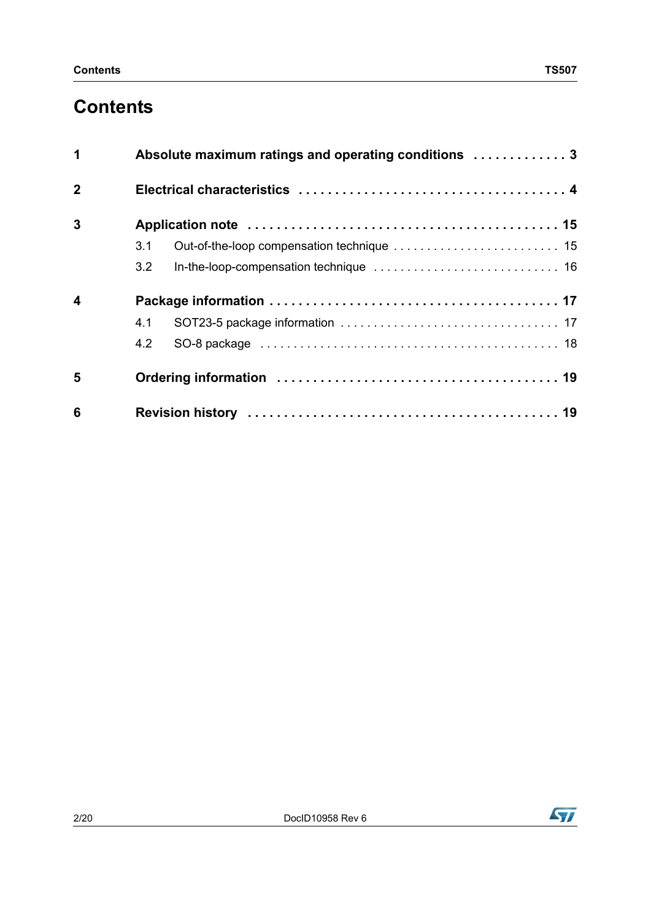# Contents

**1 Absolute maximum ratings and operating conditions . . . . . . . . . . . . . 3**

**2 Electrical characteristics . . . . . . . . . . . . . . . . . . . . . . . . . . . . . . . . . . . . 4**

**3 Application note . . . . . . . . . . . . . . . . . . . . . . . . . . . . . . . . . . . . . . . . . . 15**

3.1 Out-of-the-loop compensation technique . . . . . . . . . . . . . . . . . . . . . . . . . 15

3.2 In-the-loop-compensation technique . . . . . . . . . . . . . . . . . . . . . . . . . . . . 16

**4 Package information . . . . . . . . . . . . . . . . . . . . . . . . . . . . . . . . . . . . . . 17**

4.1 SOT23-5 package information . . . . . . . . . . . . . . . . . . . . . . . . . . . . . . . . 17

4.2 SO-8 package . . . . . . . . . . . . . . . . . . . . . . . . . . . . . . . . . . . . . . . . . . . 18

**5 Ordering information . . . . . . . . . . . . . . . . . . . . . . . . . . . . . . . . . . . . . 19**

**6 Revision history . . . . . . . . . . . . . . . . . . . . . . . . . . . . . . . . . . . . . . . . . 19**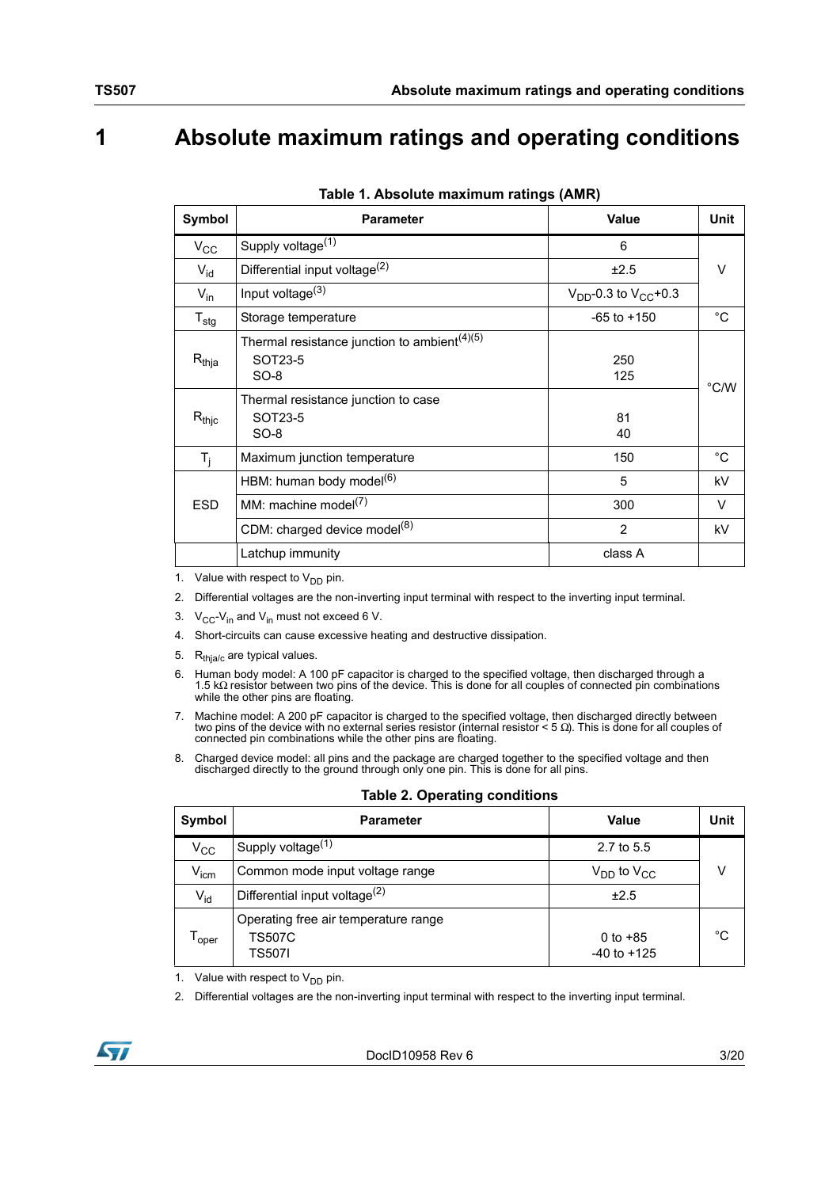# 1 Absolute maximum ratings and operating conditions

**Table 1. Absolute maximum ratings (AMR)**

| Symbol | Parameter | Value | Unit |
|---|---|---|---|
| $V_{CC}$ | Supply voltage(1) | 6 | V |
| $V_{id}$ | Differential input voltage(2) | ±2.5 | V |
| $V_{in}$ | Input voltage(3) | $V_{DD}$-0.3 to $V_{CC}$+0.3 | V |
| $T_{stg}$ | Storage temperature | -65 to +150 | °C |
| $R_{thja}$ | Thermal resistance junction to ambient(4)(5)<br>SOT23-5<br>SO-8 | <br>250<br>125 | °C/W |
| $R_{thjc}$ | Thermal resistance junction to case<br>SOT23-5<br>SO-8 | <br>81<br>40 | °C/W |
| $T_j$ | Maximum junction temperature | 150 | °C |
| ESD | HBM: human body model(6) | 5 | kV |
| | MM: machine model(7) | 300 | V |
| | CDM: charged device model(8) | 2 | kV |
| | Latchup immunity | class A | |

1. Value with respect to $V_{DD}$ pin.
2. Differential voltages are the non-inverting input terminal with respect to the inverting input terminal.
3. $V_{CC}$-$V_{in}$ and $V_{in}$ must not exceed 6 V.
4. Short-circuits can cause excessive heating and destructive dissipation.
5. $R_{thja/c}$ are typical values.
6. Human body model: A 100 pF capacitor is charged to the specified voltage, then discharged through a 1.5 kΩ resistor between two pins of the device. This is done for all couples of connected pin combinations while the other pins are floating.
7. Machine model: A 200 pF capacitor is charged to the specified voltage, then discharged directly between two pins of the device with no external series resistor (internal resistor < 5 Ω). This is done for all couples of connected pin combinations while the other pins are floating.
8. Charged device model: all pins and the package are charged together to the specified voltage and then discharged directly to the ground through only one pin. This is done for all pins.

**Table 2. Operating conditions**

| Symbol | Parameter | Value | Unit |
|---|---|---|---|
| $V_{CC}$ | Supply voltage(1) | 2.7 to 5.5 | V |
| $V_{icm}$ | Common mode input voltage range | $V_{DD}$ to $V_{CC}$ | V |
| $V_{id}$ | Differential input voltage(2) | ±2.5 | V |
| $T_{oper}$ | Operating free air temperature range<br>TS507C<br>TS507I | <br>0 to +85<br>-40 to +125 | °C |

1. Value with respect to $V_{DD}$ pin.
2. Differential voltages are the non-inverting input terminal with respect to the inverting input terminal.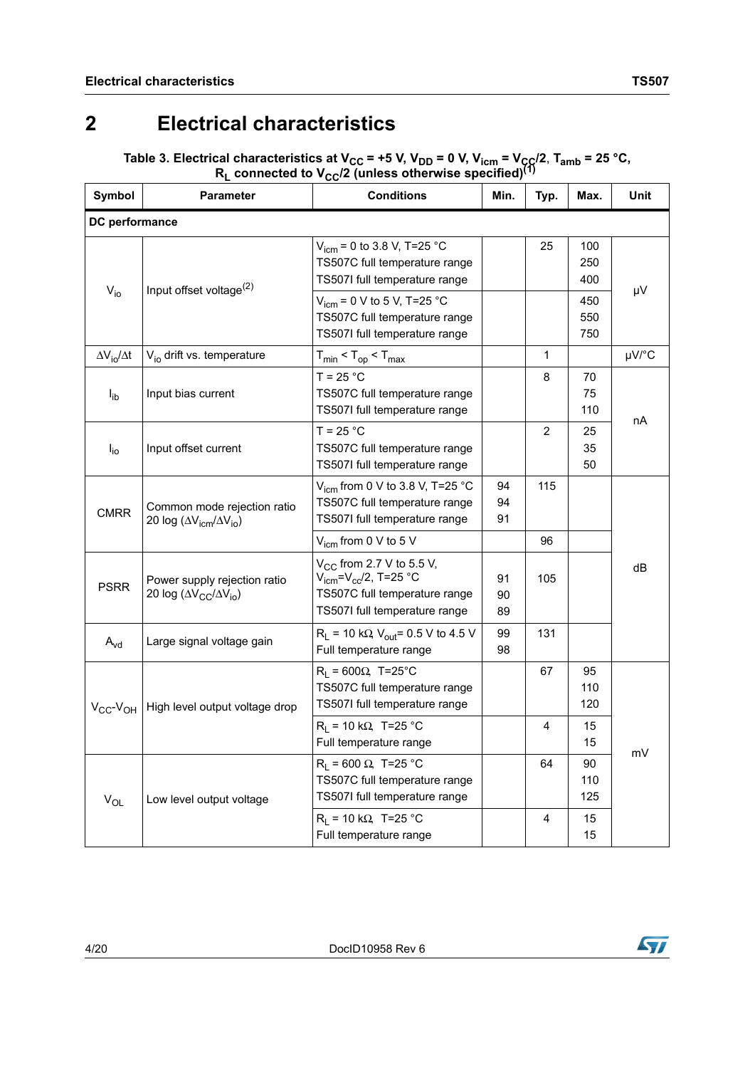# 2 Electrical characteristics

**Table 3. Electrical characteristics at $V_{CC}$ = +5 V, $V_{DD}$ = 0 V, $V_{icm}$ = $V_{CC}/2$, $T_{amb}$ = 25 °C, $R_L$ connected to $V_{CC}/2$ (unless otherwise specified)(1)**

| Symbol | Parameter | Conditions | Min. | Typ. | Max. | Unit |
|---|---|---|---|---|---|---|
| **DC performance** | | | | | | |
| $V_{io}$ | Input offset voltage(2) | $V_{icm}$ = 0 to 3.8 V, T=25 °C<br>TS507C full temperature range<br>TS507I full temperature range | | 25 | 100<br>250<br>400 | µV |
| | | $V_{icm}$ = 0 V to 5 V, T=25 °C<br>TS507C full temperature range<br>TS507I full temperature range | | | 450<br>550<br>750 | µV |
| $\Delta V_{io}/\Delta t$ | $V_{io}$ drift vs. temperature | $T_{min} < T_{op} < T_{max}$ | | 1 | | µV/°C |
| $I_{ib}$ | Input bias current | T = 25 °C<br>TS507C full temperature range<br>TS507I full temperature range | | 8 | 70<br>75<br>110 | nA |
| $I_{io}$ | Input offset current | T = 25 °C<br>TS507C full temperature range<br>TS507I full temperature range | | 2 | 25<br>35<br>50 | nA |
| CMRR | Common mode rejection ratio 20 log ($\Delta V_{icm}/\Delta V_{io}$) | $V_{icm}$ from 0 V to 3.8 V, T=25 °C<br>TS507C full temperature range<br>TS507I full temperature range | 94<br>94<br>91 | 115 | | dB |
| | | $V_{icm}$ from 0 V to 5 V | | 96 | | dB |
| PSRR | Power supply rejection ratio 20 log ($\Delta V_{CC}/\Delta V_{io}$) | $V_{CC}$ from 2.7 V to 5.5 V, $V_{icm}=V_{cc}/2$, T=25 °C<br>TS507C full temperature range<br>TS507I full temperature range | 91<br>90<br>89 | 105 | | dB |
| $A_{vd}$ | Large signal voltage gain | $R_L$ = 10 kΩ, $V_{out}$= 0.5 V to 4.5 V<br>Full temperature range | 99<br>98 | 131 | | dB |
| $V_{CC}$-$V_{OH}$ | High level output voltage drop | $R_L$ = 600Ω, T=25°C<br>TS507C full temperature range<br>TS507I full temperature range | | 67 | 95<br>110<br>120 | mV |
| | | $R_L$ = 10 kΩ, T=25 °C<br>Full temperature range | | 4 | 15<br>15 | mV |
| $V_{OL}$ | Low level output voltage | $R_L$ = 600 Ω, T=25 °C<br>TS507C full temperature range<br>TS507I full temperature range | | 64 | 90<br>110<br>125 | mV |
| | | $R_L$ = 10 kΩ, T=25 °C<br>Full temperature range | | 4 | 15<br>15 | mV |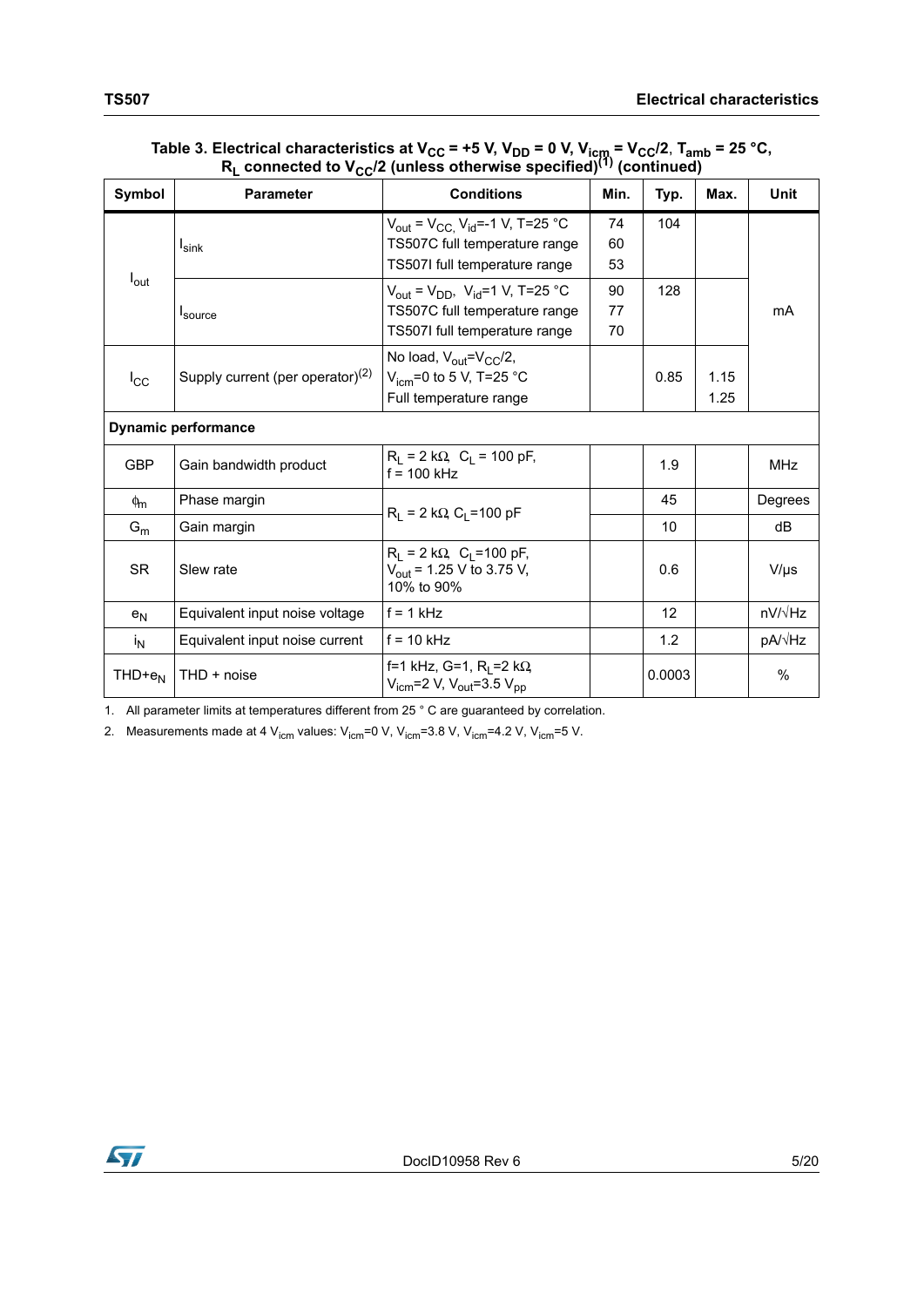Table 3. Electrical characteristics at $V_{CC}$ = +5 V, $V_{DD}$ = 0 V, $V_{icm}$ = $V_{CC}/2$, $T_{amb}$ = 25 °C, $R_L$ connected to $V_{CC}/2$ (unless otherwise specified)[1] (continued)

| Symbol | Parameter | Conditions | Min. | Typ. | Max. | Unit |
|---|---|---|---|---|---|---|
| $I_{out}$ | $I_{sink}$ | $V_{out}$ = $V_{CC}$, $V_{id}$=-1 V, T=25 °C<br>TS507C full temperature range<br>TS507I full temperature range | 74<br>60<br>53 | 104 | | mA |
| | $I_{source}$ | $V_{out}$ = $V_{DD}$, $V_{id}$=1 V, T=25 °C<br>TS507C full temperature range<br>TS507I full temperature range | 90<br>77<br>70 | 128 | | mA |
| $I_{CC}$ | Supply current (per operator)[2] | No load, $V_{out}$=$V_{CC}/2$,<br>$V_{icm}$=0 to 5 V, T=25 °C<br>Full temperature range | | 0.85 | 1.15<br>1.25 | mA |
| **Dynamic performance** | | | | | | |
| GBP | Gain bandwidth product | $R_L$ = 2 kΩ, $C_L$ = 100 pF, f = 100 kHz | | 1.9 | | MHz |
| $\phi_m$ | Phase margin | $R_L$ = 2 kΩ, $C_L$=100 pF | | 45 | | Degrees |
| $G_m$ | Gain margin | $R_L$ = 2 kΩ, $C_L$=100 pF | | 10 | | dB |
| SR | Slew rate | $R_L$ = 2 kΩ, $C_L$=100 pF, $V_{out}$ = 1.25 V to 3.75 V, 10% to 90% | | 0.6 | | V/µs |
| $e_N$ | Equivalent input noise voltage | f = 1 kHz | | 12 | | nV/√Hz |
| $i_N$ | Equivalent input noise current | f = 10 kHz | | 1.2 | | pA/√Hz |
| THD+$e_N$ | THD + noise | f=1 kHz, G=1, $R_L$=2 kΩ, $V_{icm}$=2 V, $V_{out}$=3.5 $V_{pp}$ | | 0.0003 | | % |

1. All parameter limits at temperatures different from 25 ° C are guaranteed by correlation.
2. Measurements made at 4 $V_{icm}$ values: $V_{icm}$=0 V, $V_{icm}$=3.8 V, $V_{icm}$=4.2 V, $V_{icm}$=5 V.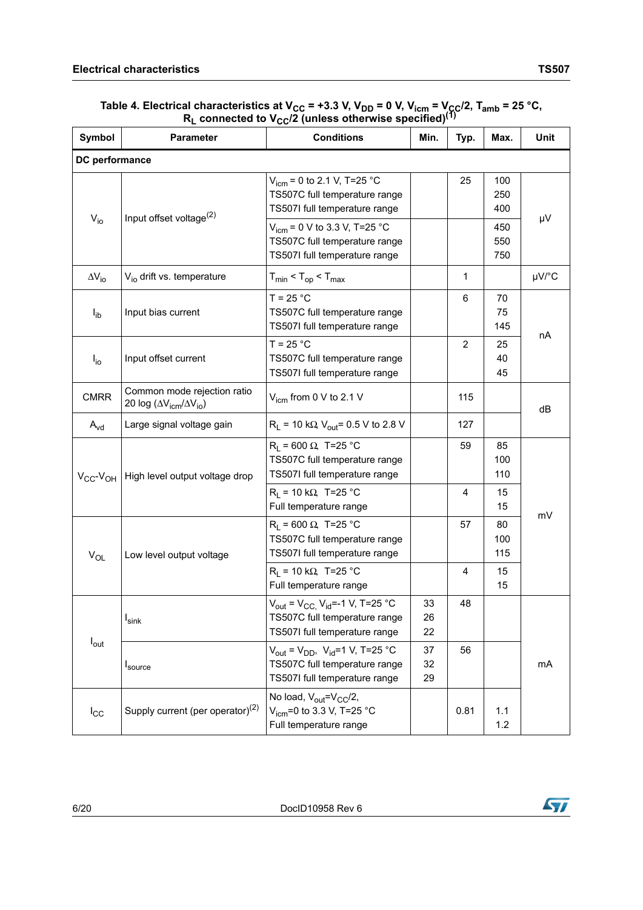Table 4. Electrical characteristics at $V_{CC}$ = +3.3 V, $V_{DD}$ = 0 V, $V_{icm}$ = $V_{CC}/2$, $T_{amb}$ = 25 °C, $R_L$ connected to $V_{CC}/2$ (unless otherwise specified)(1)

| Symbol | Parameter | Conditions | Min. | Typ. | Max. | Unit |
|---|---|---|---|---|---|---|
| **DC performance** | | | | | | |
| $V_{io}$ | Input offset voltage(2) | $V_{icm}$ = 0 to 2.1 V, T=25 °C<br>TS507C full temperature range<br>TS507I full temperature range | | 25 | 100<br>250<br>400 | µV |
| | | $V_{icm}$ = 0 V to 3.3 V, T=25 °C<br>TS507C full temperature range<br>TS507I full temperature range | | | 450<br>550<br>750 | µV |
| $\Delta V_{io}$ | $V_{io}$ drift vs. temperature | $T_{min} < T_{op} < T_{max}$ | | 1 | | µV/°C |
| $I_{ib}$ | Input bias current | T = 25 °C<br>TS507C full temperature range<br>TS507I full temperature range | | 6 | 70<br>75<br>145 | nA |
| $I_{io}$ | Input offset current | T = 25 °C<br>TS507C full temperature range<br>TS507I full temperature range | | 2 | 25<br>40<br>45 | nA |
| CMRR | Common mode rejection ratio 20 log ($\Delta V_{icm}/\Delta V_{io}$) | $V_{icm}$ from 0 V to 2.1 V | | 115 | | dB |
| $A_{vd}$ | Large signal voltage gain | $R_L$ = 10 kΩ, $V_{out}$= 0.5 V to 2.8 V | | 127 | | dB |
| $V_{CC}$-$V_{OH}$ | High level output voltage drop | $R_L$ = 600 Ω, T=25 °C<br>TS507C full temperature range<br>TS507I full temperature range | | 59 | 85<br>100<br>110 | mV |
| | | $R_L$ = 10 kΩ, T=25 °C<br>Full temperature range | | 4 | 15<br>15 | mV |
| $V_{OL}$ | Low level output voltage | $R_L$ = 600 Ω, T=25 °C<br>TS507C full temperature range<br>TS507I full temperature range | | 57 | 80<br>100<br>115 | mV |
| | | $R_L$ = 10 kΩ, T=25 °C<br>Full temperature range | | 4 | 15<br>15 | mV |
| $I_{out}$ | $I_{sink}$ | $V_{out}$ = $V_{CC}$, $V_{id}$=-1 V, T=25 °C<br>TS507C full temperature range<br>TS507I full temperature range | 33<br>26<br>22 | 48 | | mA |
| | $I_{source}$ | $V_{out}$ = $V_{DD}$, $V_{id}$=1 V, T=25 °C<br>TS507C full temperature range<br>TS507I full temperature range | 37<br>32<br>29 | 56 | | mA |
| $I_{CC}$ | Supply current (per operator)(2) | No load, $V_{out}$=$V_{CC}/2$,<br>$V_{icm}$=0 to 3.3 V, T=25 °C<br>Full temperature range | | 0.81 | 1.1<br>1.2 | mA |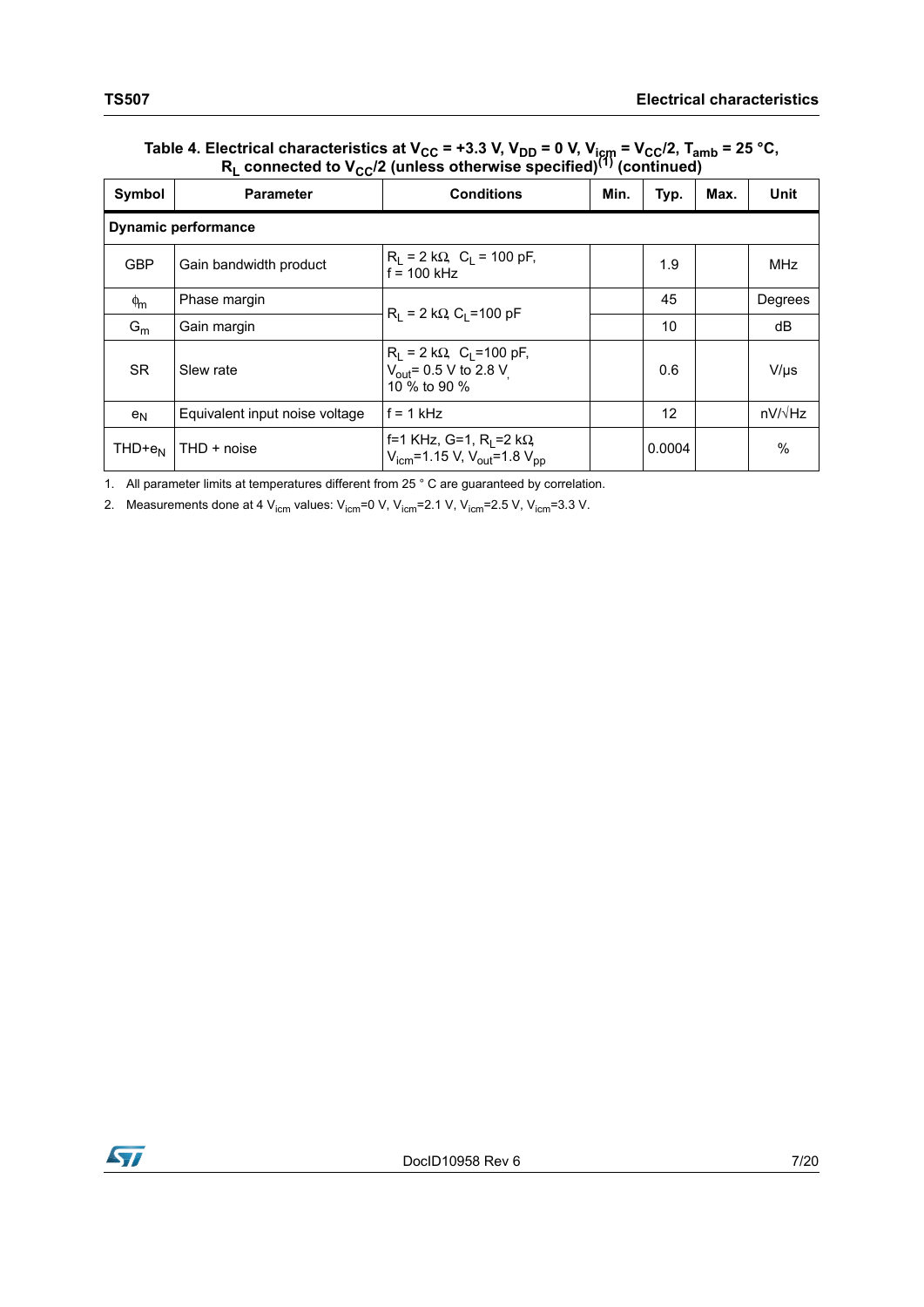**Table 4. Electrical characteristics at $V_{CC}$ = +3.3 V, $V_{DD}$ = 0 V, $V_{icm}$ = $V_{CC}$/2, $T_{amb}$ = 25 °C, $R_L$ connected to $V_{CC}$/2 (unless otherwise specified)(1) (continued)**

| Symbol | Parameter | Conditions | Min. | Typ. | Max. | Unit |
|---|---|---|---|---|---|---|
| **Dynamic performance** | | | | | | |
| GBP | Gain bandwidth product | $R_L$ = 2 kΩ, $C_L$ = 100 pF, f = 100 kHz | | 1.9 | | MHz |
| $\phi_m$ | Phase margin | $R_L$ = 2 kΩ, $C_L$=100 pF | | 45 | | Degrees |
| $G_m$ | Gain margin | $R_L$ = 2 kΩ, $C_L$=100 pF | | 10 | | dB |
| SR | Slew rate | $R_L$ = 2 kΩ, $C_L$=100 pF, $V_{out}$= 0.5 V to 2.8 V, 10 % to 90 % | | 0.6 | | V/µs |
| $e_N$ | Equivalent input noise voltage | f = 1 kHz | | 12 | | nV/√Hz |
| THD+$e_N$ | THD + noise | f=1 KHz, G=1, $R_L$=2 kΩ, $V_{icm}$=1.15 V, $V_{out}$=1.8 $V_{pp}$ | | 0.0004 | | % |

1. All parameter limits at temperatures different from 25 ° C are guaranteed by correlation.
2. Measurements done at 4 $V_{icm}$ values: $V_{icm}$=0 V, $V_{icm}$=2.1 V, $V_{icm}$=2.5 V, $V_{icm}$=3.3 V.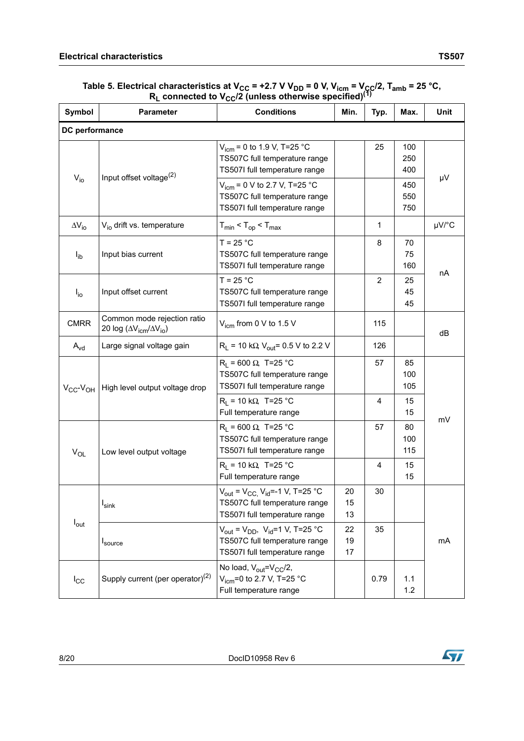Table 5. Electrical characteristics at $V_{CC}$ = +2.7 V $V_{DD}$ = 0 V, $V_{icm}$ = $V_{CC}$/2, $T_{amb}$ = 25 °C, $R_L$ connected to $V_{CC}$/2 (unless otherwise specified)[1]

| Symbol | Parameter | Conditions | Min. | Typ. | Max. | Unit |
|---|---|---|---|---|---|---|
| **DC performance** | | | | | | |
| $V_{io}$ | Input offset voltage[2] | $V_{icm}$ = 0 to 1.9 V, T=25 °C<br>TS507C full temperature range<br>TS507I full temperature range | | 25 | 100<br>250<br>400 | µV |
| | | $V_{icm}$ = 0 V to 2.7 V, T=25 °C<br>TS507C full temperature range<br>TS507I full temperature range | | | 450<br>550<br>750 | |
| $\Delta V_{io}$ | $V_{io}$ drift vs. temperature | $T_{min} < T_{op} < T_{max}$ | | 1 | | µV/°C |
| $I_{ib}$ | Input bias current | T = 25 °C<br>TS507C full temperature range<br>TS507I full temperature range | | 8 | 70<br>75<br>160 | nA |
| $I_{io}$ | Input offset current | T = 25 °C<br>TS507C full temperature range<br>TS507I full temperature range | | 2 | 25<br>45<br>45 | |
| CMRR | Common mode rejection ratio 20 log ($\Delta V_{icm}/\Delta V_{io}$) | $V_{icm}$ from 0 V to 1.5 V | | 115 | | dB |
| $A_{vd}$ | Large signal voltage gain | $R_L$ = 10 kΩ, $V_{out}$= 0.5 V to 2.2 V | | 126 | | |
| $V_{CC}$-$V_{OH}$ | High level output voltage drop | $R_L$ = 600 Ω, T=25 °C<br>TS507C full temperature range<br>TS507I full temperature range | | 57 | 85<br>100<br>105 | mV |
| | | $R_L$ = 10 kΩ, T=25 °C<br>Full temperature range | | 4 | 15<br>15 | |
| $V_{OL}$ | Low level output voltage | $R_L$ = 600 Ω, T=25 °C<br>TS507C full temperature range<br>TS507I full temperature range | | 57 | 80<br>100<br>115 | |
| | | $R_L$ = 10 kΩ, T=25 °C<br>Full temperature range | | 4 | 15<br>15 | |
| $I_{out}$ | $I_{sink}$ | $V_{out}$ = $V_{CC}$, $V_{id}$=-1 V, T=25 °C<br>TS507C full temperature range<br>TS507I full temperature range | 20<br>15<br>13 | 30 | | mA |
| | $I_{source}$ | $V_{out}$ = $V_{DD}$, $V_{id}$=1 V, T=25 °C<br>TS507C full temperature range<br>TS507I full temperature range | 22<br>19<br>17 | 35 | | |
| $I_{CC}$ | Supply current (per operator)[2] | No load, $V_{out}$=$V_{CC}$/2,<br>$V_{icm}$=0 to 2.7 V, T=25 °C<br>Full temperature range | | 0.79 | 1.1<br>1.2 | |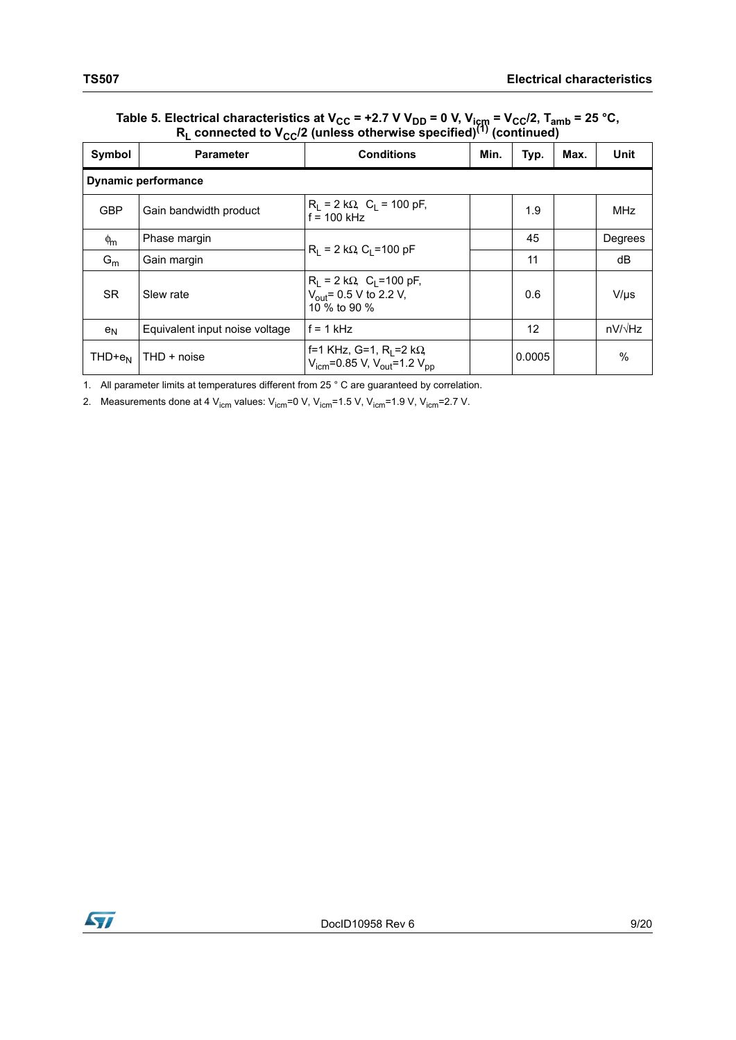**Table 5. Electrical characteristics at $V_{CC}$ = +2.7 V $V_{DD}$ = 0 V, $V_{icm}$ = $V_{CC}/2$, $T_{amb}$ = 25 °C, $R_L$ connected to $V_{CC}/2$ (unless otherwise specified)(1) (continued)**

| Symbol | Parameter | Conditions | Min. | Typ. | Max. | Unit |
|---|---|---|---|---|---|---|
| **Dynamic performance** | | | | | | |
| GBP | Gain bandwidth product | $R_L$ = 2 kΩ, $C_L$ = 100 pF, f = 100 kHz | | 1.9 | | MHz |
| $\phi_m$ | Phase margin | $R_L$ = 2 kΩ, $C_L$=100 pF | | 45 | | Degrees |
| $G_m$ | Gain margin | $R_L$ = 2 kΩ, $C_L$=100 pF | | 11 | | dB |
| SR | Slew rate | $R_L$ = 2 kΩ, $C_L$=100 pF, $V_{out}$= 0.5 V to 2.2 V, 10 % to 90 % | | 0.6 | | V/µs |
| $e_N$ | Equivalent input noise voltage | f = 1 kHz | | 12 | | nV/√Hz |
| THD+$e_N$ | THD + noise | f=1 KHz, G=1, $R_L$=2 kΩ, $V_{icm}$=0.85 V, $V_{out}$=1.2 $V_{pp}$ | | 0.0005 | | % |

1. All parameter limits at temperatures different from 25 ° C are guaranteed by correlation.
2. Measurements done at 4 $V_{icm}$ values: $V_{icm}$=0 V, $V_{icm}$=1.5 V, $V_{icm}$=1.9 V, $V_{icm}$=2.7 V.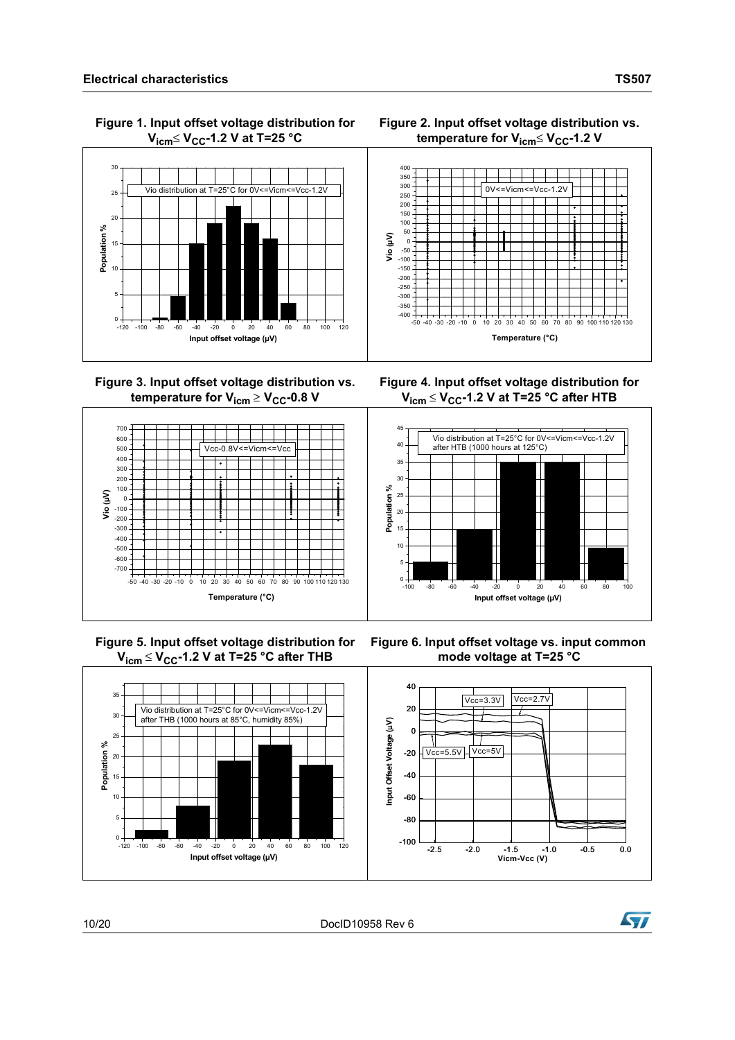Figure 1. Input offset voltage distribution for $V_{icm} \leq V_{CC}$-1.2 V at T=25 °C

Figure 2. Input offset voltage distribution vs. temperature for $V_{icm} \leq V_{CC}$-1.2 V

Figure 3. Input offset voltage distribution vs. temperature for $V_{icm} \geq V_{CC}$-0.8 V

Figure 4. Input offset voltage distribution for $V_{icm} \leq V_{CC}$-1.2 V at T=25 °C after HTB

Figure 5. Input offset voltage distribution for $V_{icm} \leq V_{CC}$-1.2 V at T=25 °C after THB

Figure 6. Input offset voltage vs. input common mode voltage at T=25 °C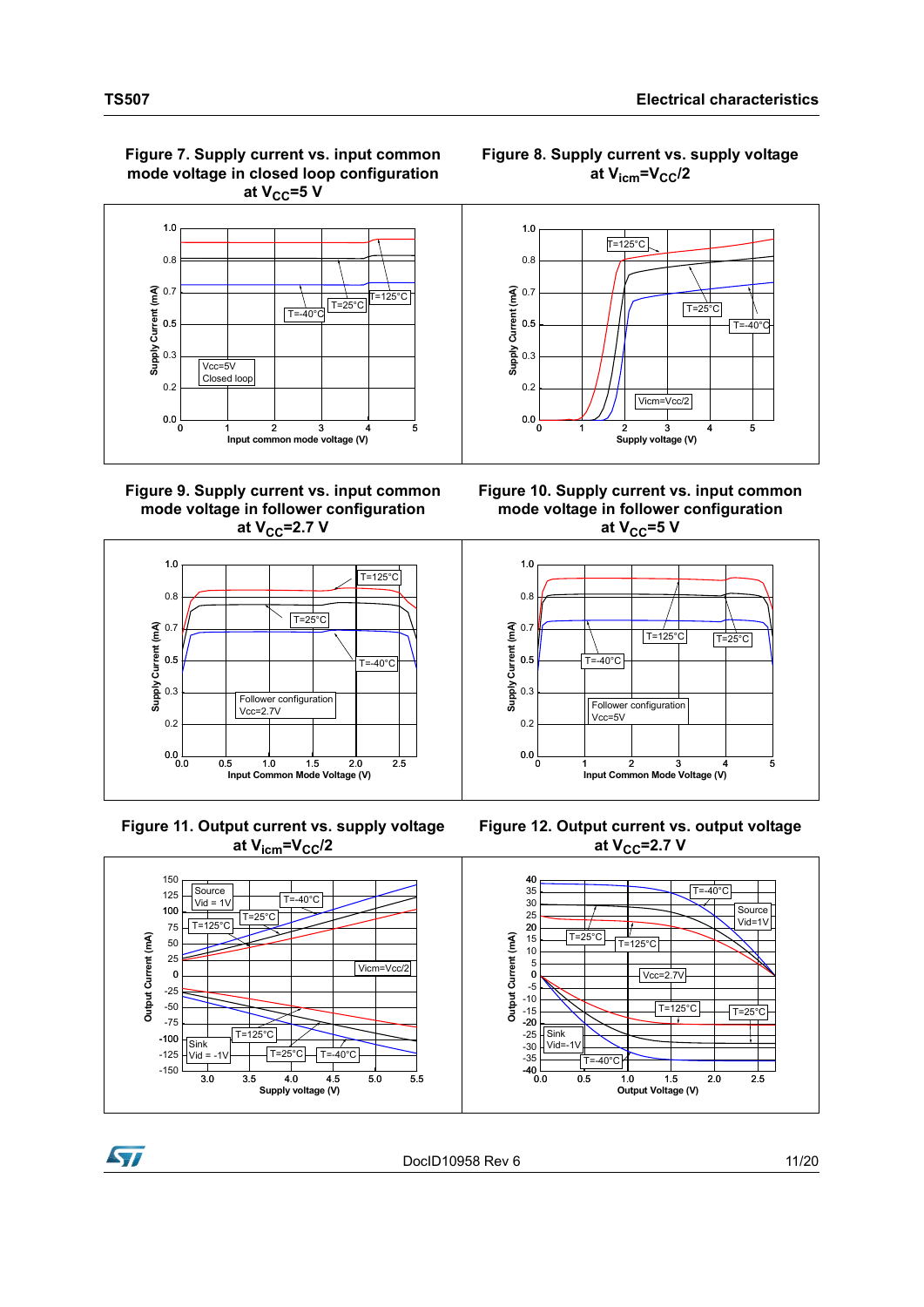**Figure 7. Supply current vs. input common mode voltage in closed loop configuration at $V_{CC}$=5 V**

**Figure 8. Supply current vs. supply voltage at $V_{icm}$=$V_{CC}$/2**

**Figure 9. Supply current vs. input common mode voltage in follower configuration at $V_{CC}$=2.7 V**

**Figure 10. Supply current vs. input common mode voltage in follower configuration at $V_{CC}$=5 V**

**Figure 11. Output current vs. supply voltage at $V_{icm}$=$V_{CC}$/2**

**Figure 12. Output current vs. output voltage at $V_{CC}$=2.7 V**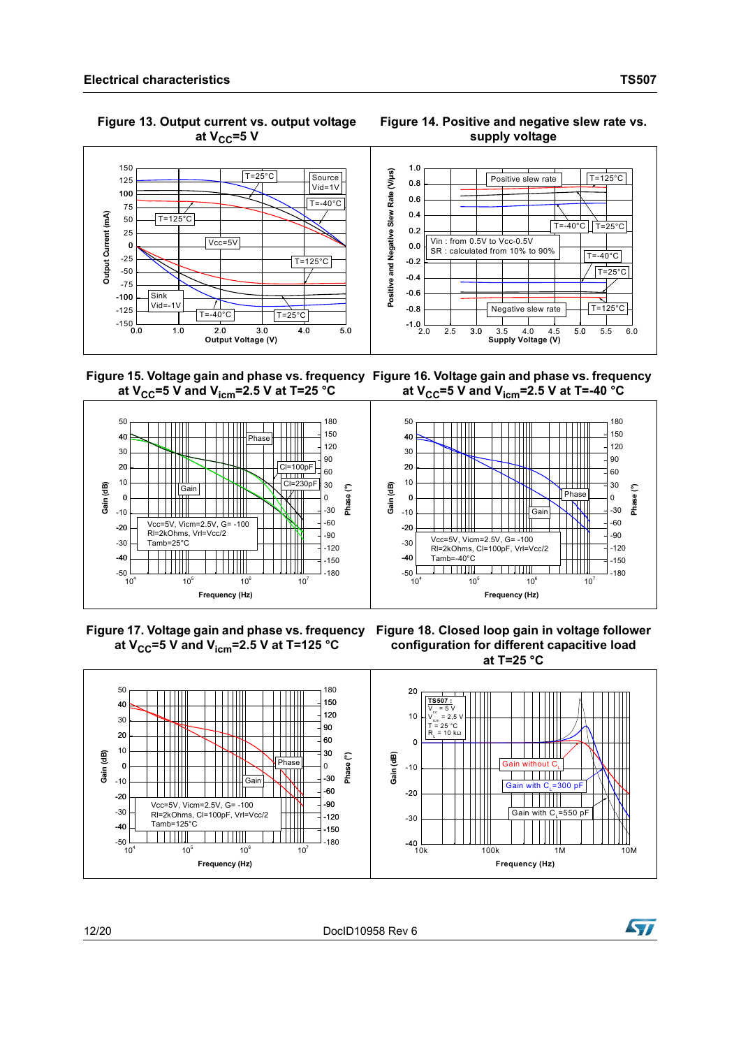## Electrical characteristics

**Figure 13. Output current vs. output voltage at $V_{CC}$=5 V**

**Figure 14. Positive and negative slew rate vs. supply voltage**

**Figure 15. Voltage gain and phase vs. frequency at $V_{CC}$=5 V and $V_{icm}$=2.5 V at T=25 °C**

**Figure 16. Voltage gain and phase vs. frequency at $V_{CC}$=5 V and $V_{icm}$=2.5 V at T=-40 °C**

**Figure 17. Voltage gain and phase vs. frequency at $V_{CC}$=5 V and $V_{icm}$=2.5 V at T=125 °C**

**Figure 18. Closed loop gain in voltage follower configuration for different capacitive load at T=25 °C**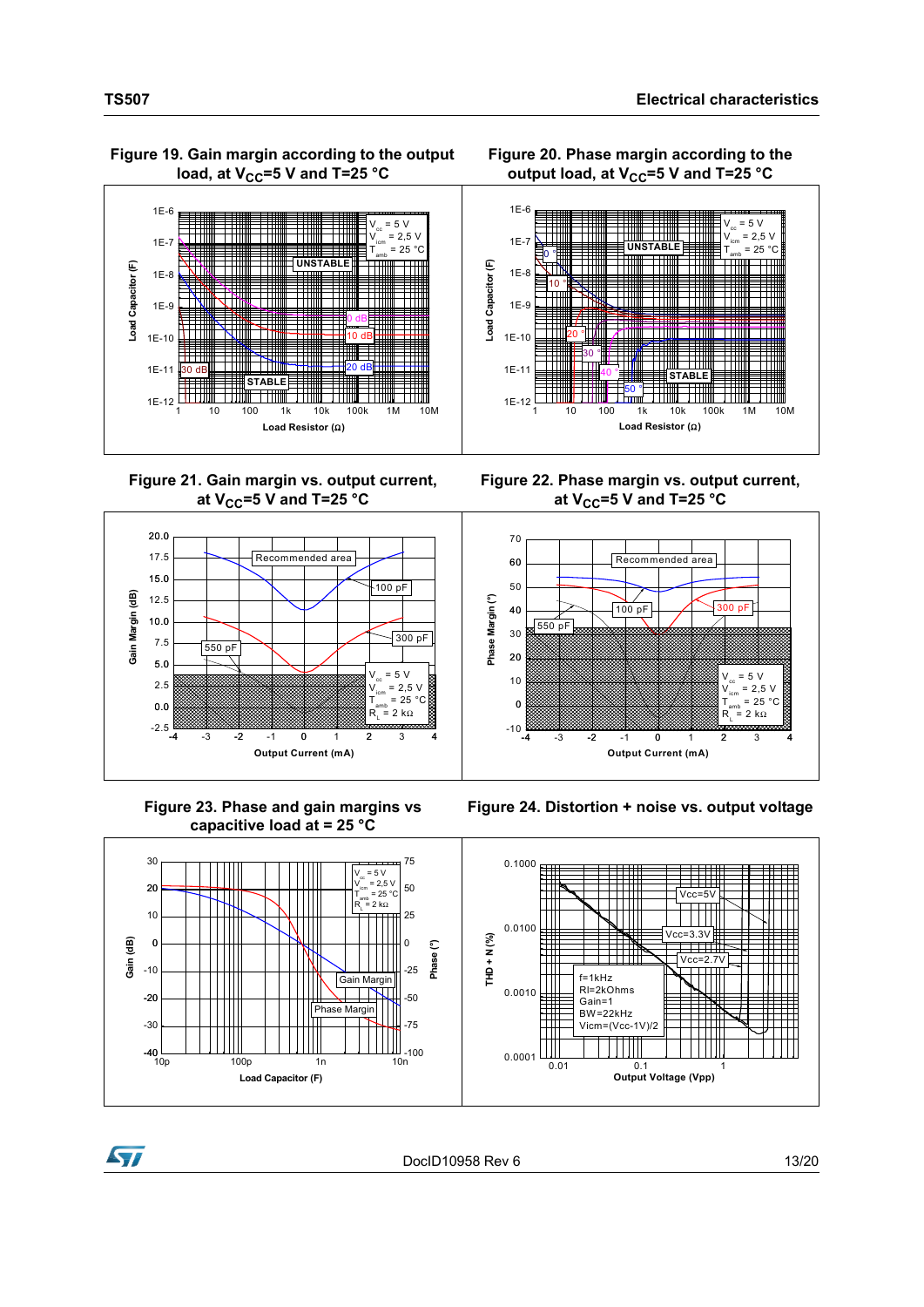**Figure 19. Gain margin according to the output load, at $V_{CC}$=5 V and T=25 °C**

**Figure 20. Phase margin according to the output load, at $V_{CC}$=5 V and T=25 °C**

**Figure 21. Gain margin vs. output current, at $V_{CC}$=5 V and T=25 °C**

**Figure 22. Phase margin vs. output current, at $V_{CC}$=5 V and T=25 °C**

**Figure 23. Phase and gain margins vs capacitive load at = 25 °C**

**Figure 24. Distortion + noise vs. output voltage**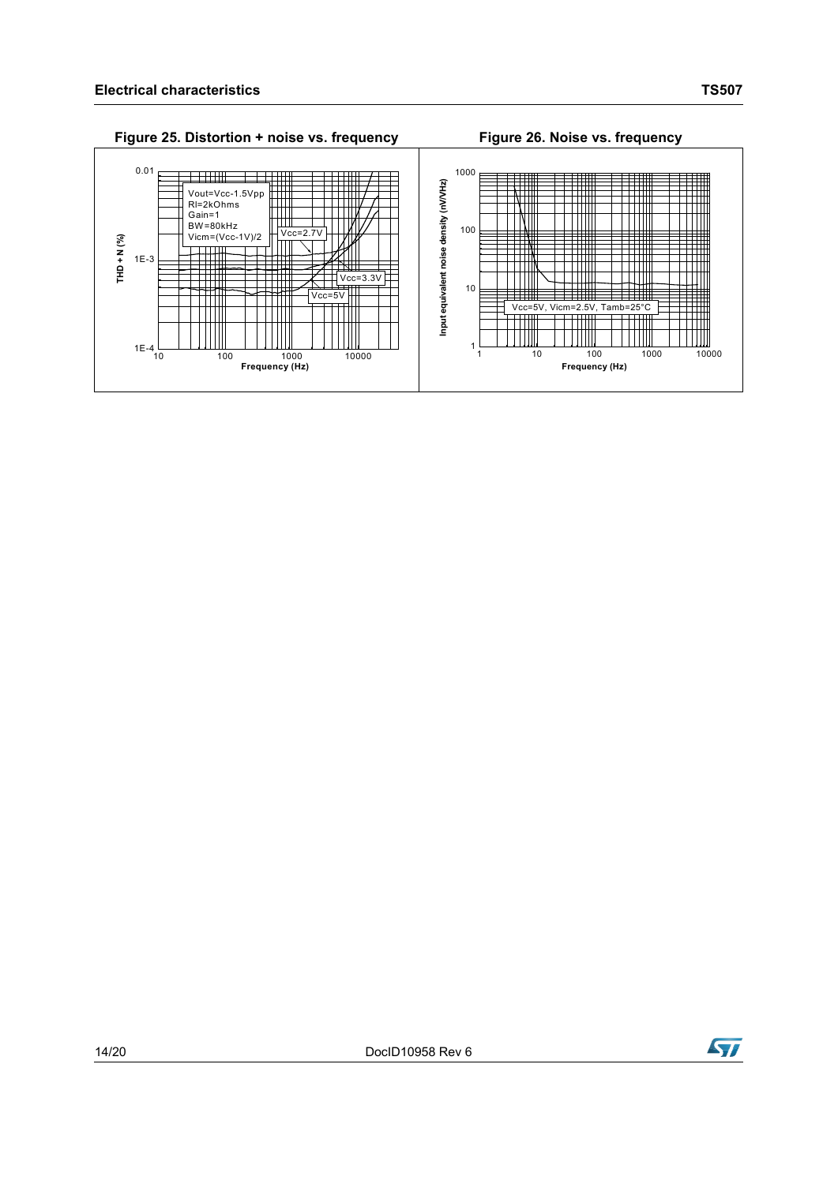**Figure 25. Distortion + noise vs. frequency**

**Figure 26. Noise vs. frequency**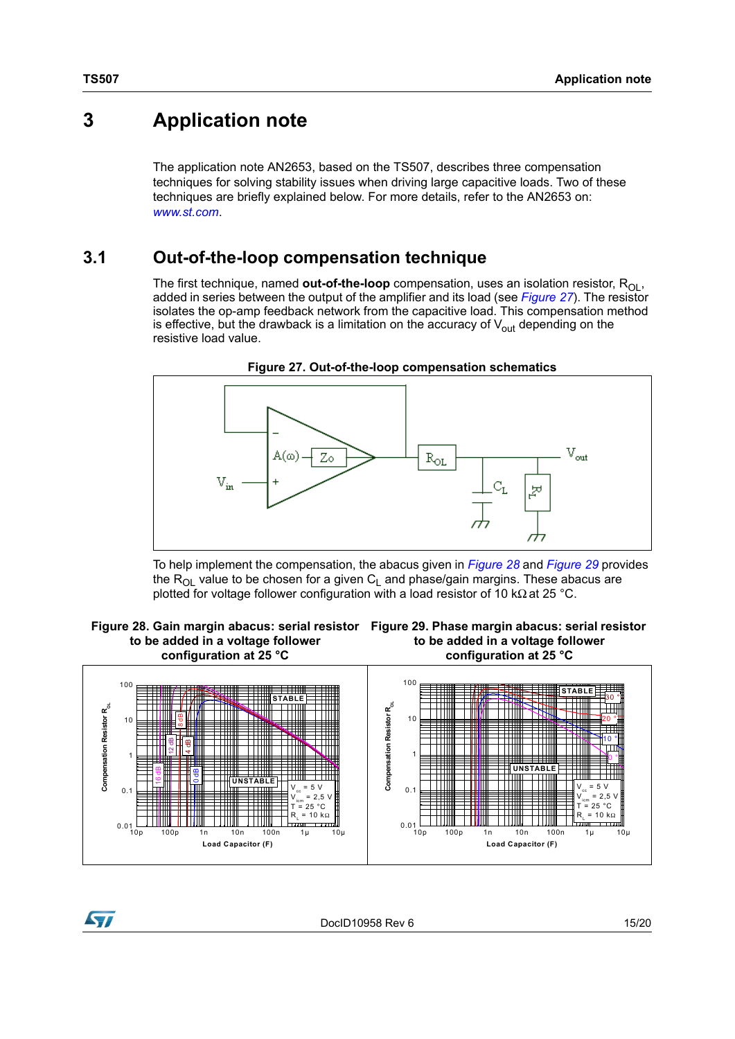# 3 Application note

The application note AN2653, based on the TS507, describes three compensation techniques for solving stability issues when driving large capacitive loads. Two of these techniques are briefly explained below. For more details, refer to the AN2653 on: *www.st.com*.

## 3.1 Out-of-the-loop compensation technique

The first technique, named **out-of-the-loop** compensation, uses an isolation resistor, $R_{OL}$, added in series between the output of the amplifier and its load (see *Figure 27*). The resistor isolates the op-amp feedback network from the capacitive load. This compensation method is effective, but the drawback is a limitation on the accuracy of $V_{out}$ depending on the resistive load value.

**Figure 27. Out-of-the-loop compensation schematics**

To help implement the compensation, the abacus given in *Figure 28* and *Figure 29* provides the $R_{OL}$ value to be chosen for a given $C_L$ and phase/gain margins. These abacus are plotted for voltage follower configuration with a load resistor of 10 kΩ at 25 °C.

**Figure 28. Gain margin abacus: serial resistor to be added in a voltage follower configuration at 25 °C**

**Figure 29. Phase margin abacus: serial resistor to be added in a voltage follower configuration at 25 °C**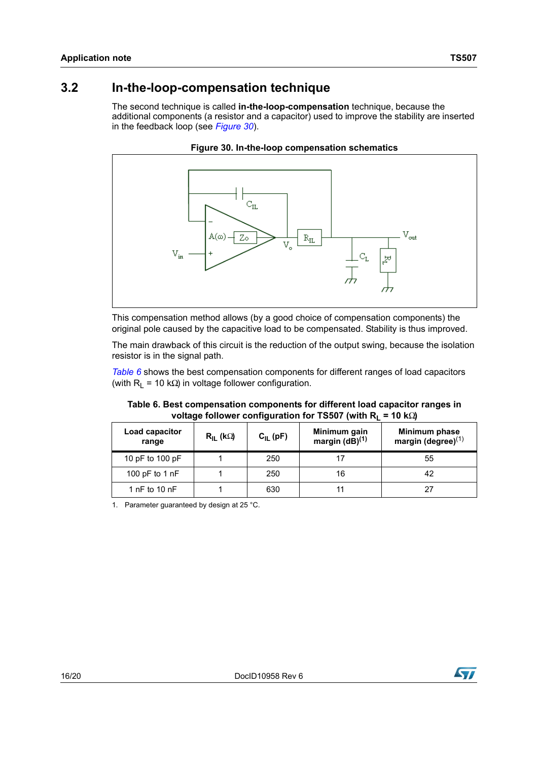## 3.2 In-the-loop-compensation technique

The second technique is called **in-the-loop-compensation** technique, because the additional components (a resistor and a capacitor) used to improve the stability are inserted in the feedback loop (see *Figure 30*).

**Figure 30. In-the-loop compensation schematics**

This compensation method allows (by a good choice of compensation components) the original pole caused by the capacitive load to be compensated. Stability is thus improved.

The main drawback of this circuit is the reduction of the output swing, because the isolation resistor is in the signal path.

*Table 6* shows the best compensation components for different ranges of load capacitors (with $R_L$ = 10 kΩ) in voltage follower configuration.

**Table 6. Best compensation components for different load capacitor ranges in voltage follower configuration for TS507 (with $R_L$ = 10 kΩ)**

| Load capacitor range | $R_{IL}$ (kΩ) | $C_{IL}$ (pF) | Minimum gain margin (dB)[1] | Minimum phase margin (degree)[1] |
|---|---|---|---|---|
| 10 pF to 100 pF | 1 | 250 | 17 | 55 |
| 100 pF to 1 nF | 1 | 250 | 16 | 42 |
| 1 nF to 10 nF | 1 | 630 | 11 | 27 |

1. Parameter guaranteed by design at 25 °C.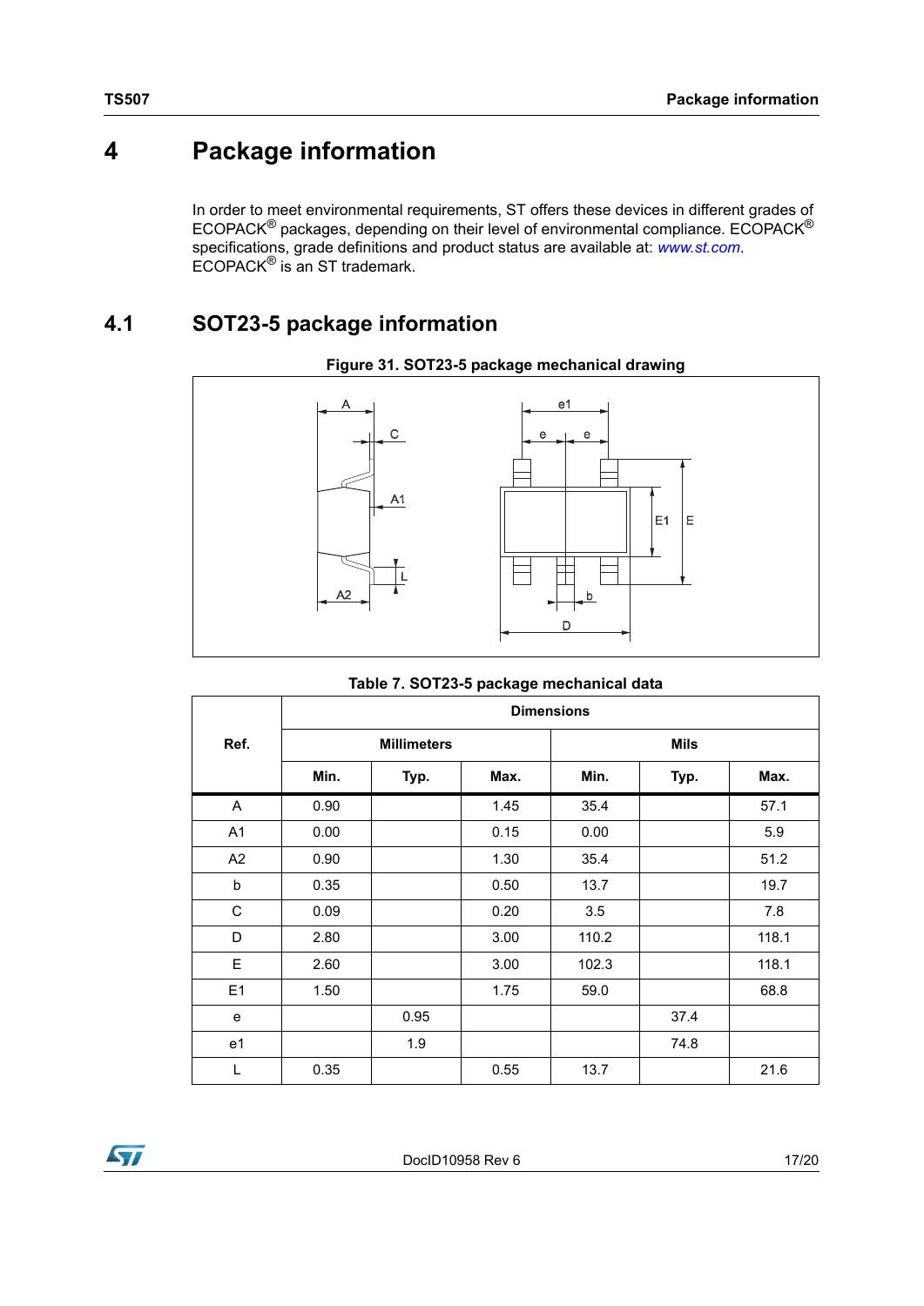# 4 Package information

In order to meet environmental requirements, ST offers these devices in different grades of ECOPACK® packages, depending on their level of environmental compliance. ECOPACK® specifications, grade definitions and product status are available at: *www.st.com*. ECOPACK® is an ST trademark.

## 4.1 SOT23-5 package information

**Figure 31. SOT23-5 package mechanical drawing**

**Table 7. SOT23-5 package mechanical data**

| Ref. | Dimensions | | | | | |
|---|---|---|---|---|---|---|
| | Millimeters | | | Mils | | |
| | Min. | Typ. | Max. | Min. | Typ. | Max. |
| A | 0.90 | | 1.45 | 35.4 | | 57.1 |
| A1 | 0.00 | | 0.15 | 0.00 | | 5.9 |
| A2 | 0.90 | | 1.30 | 35.4 | | 51.2 |
| b | 0.35 | | 0.50 | 13.7 | | 19.7 |
| C | 0.09 | | 0.20 | 3.5 | | 7.8 |
| D | 2.80 | | 3.00 | 110.2 | | 118.1 |
| E | 2.60 | | 3.00 | 102.3 | | 118.1 |
| E1 | 1.50 | | 1.75 | 59.0 | | 68.8 |
| e | | 0.95 | | | 37.4 | |
| e1 | | 1.9 | | | 74.8 | |
| L | 0.35 | | 0.55 | 13.7 | | 21.6 |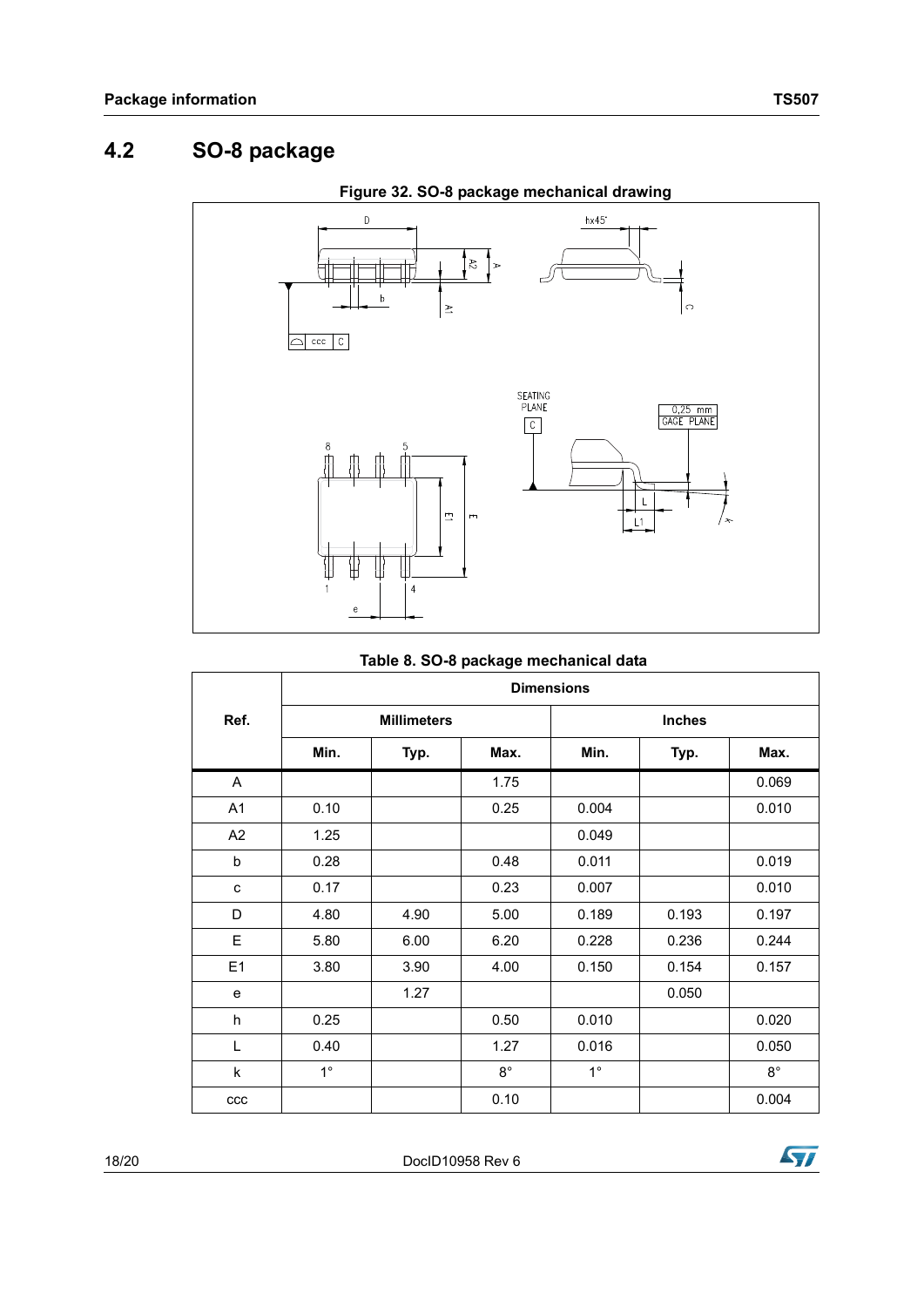## 4.2 SO-8 package

**Figure 32. SO-8 package mechanical drawing**

**Table 8. SO-8 package mechanical data**

| Ref. | Dimensions | | | | | |
|---|---|---|---|---|---|---|
| | Millimeters | | | Inches | | |
| | Min. | Typ. | Max. | Min. | Typ. | Max. |
| A | | | 1.75 | | | 0.069 |
| A1 | 0.10 | | 0.25 | 0.004 | | 0.010 |
| A2 | 1.25 | | | 0.049 | | |
| b | 0.28 | | 0.48 | 0.011 | | 0.019 |
| c | 0.17 | | 0.23 | 0.007 | | 0.010 |
| D | 4.80 | 4.90 | 5.00 | 0.189 | 0.193 | 0.197 |
| E | 5.80 | 6.00 | 6.20 | 0.228 | 0.236 | 0.244 |
| E1 | 3.80 | 3.90 | 4.00 | 0.150 | 0.154 | 0.157 |
| e | | 1.27 | | | 0.050 | |
| h | 0.25 | | 0.50 | 0.010 | | 0.020 |
| L | 0.40 | | 1.27 | 0.016 | | 0.050 |
| k | 1° | | 8° | 1° | | 8° |
| ccc | | | 0.10 | | | 0.004 |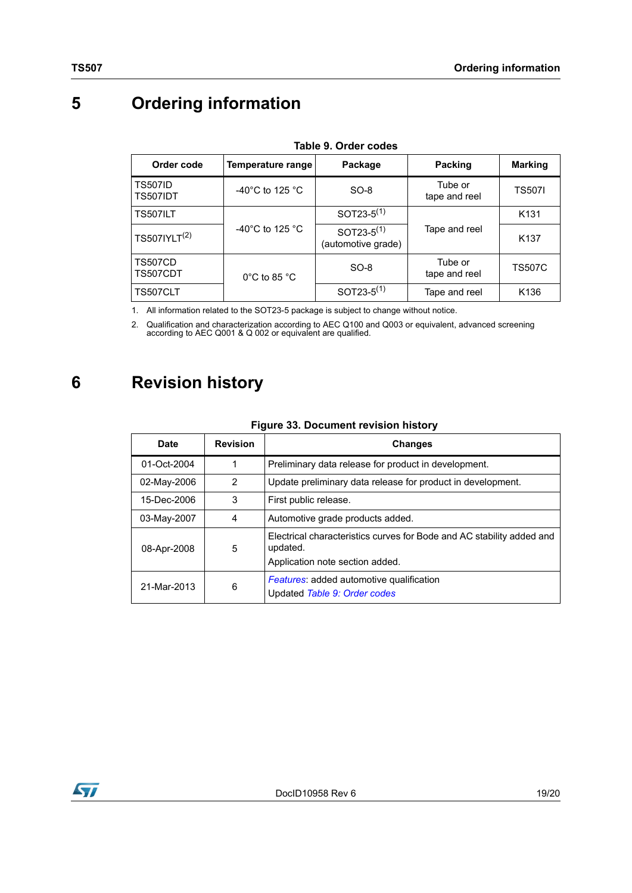# 5 Ordering information

**Table 9. Order codes**

| Order code | Temperature range | Package | Packing | Marking |
|---|---|---|---|---|
| TS507ID<br>TS507IDT | -40°C to 125 °C | SO-8 | Tube or<br>tape and reel | TS507I |
| TS507ILT | -40°C to 125 °C | SOT23-5[1] | Tape and reel | K131 |
| TS507IYLT[2] | | SOT23-5[1]<br>(automotive grade) | | K137 |
| TS507CD<br>TS507CDT | 0°C to 85 °C | SO-8 | Tube or<br>tape and reel | TS507C |
| TS507CLT | | SOT23-5[1] | Tape and reel | K136 |

1. All information related to the SOT23-5 package is subject to change without notice.
2. Qualification and characterization according to AEC Q100 and Q003 or equivalent, advanced screening according to AEC Q001 & Q 002 or equivalent are qualified.

# 6 Revision history

**Figure 33. Document revision history**

| Date | Revision | Changes |
|---|---|---|
| 01-Oct-2004 | 1 | Preliminary data release for product in development. |
| 02-May-2006 | 2 | Update preliminary data release for product in development. |
| 15-Dec-2006 | 3 | First public release. |
| 03-May-2007 | 4 | Automotive grade products added. |
| 08-Apr-2008 | 5 | Electrical characteristics curves for Bode and AC stability added and updated.<br>Application note section added. |
| 21-Mar-2013 | 6 | *Features*: added automotive qualification<br>Updated *Table 9: Order codes* |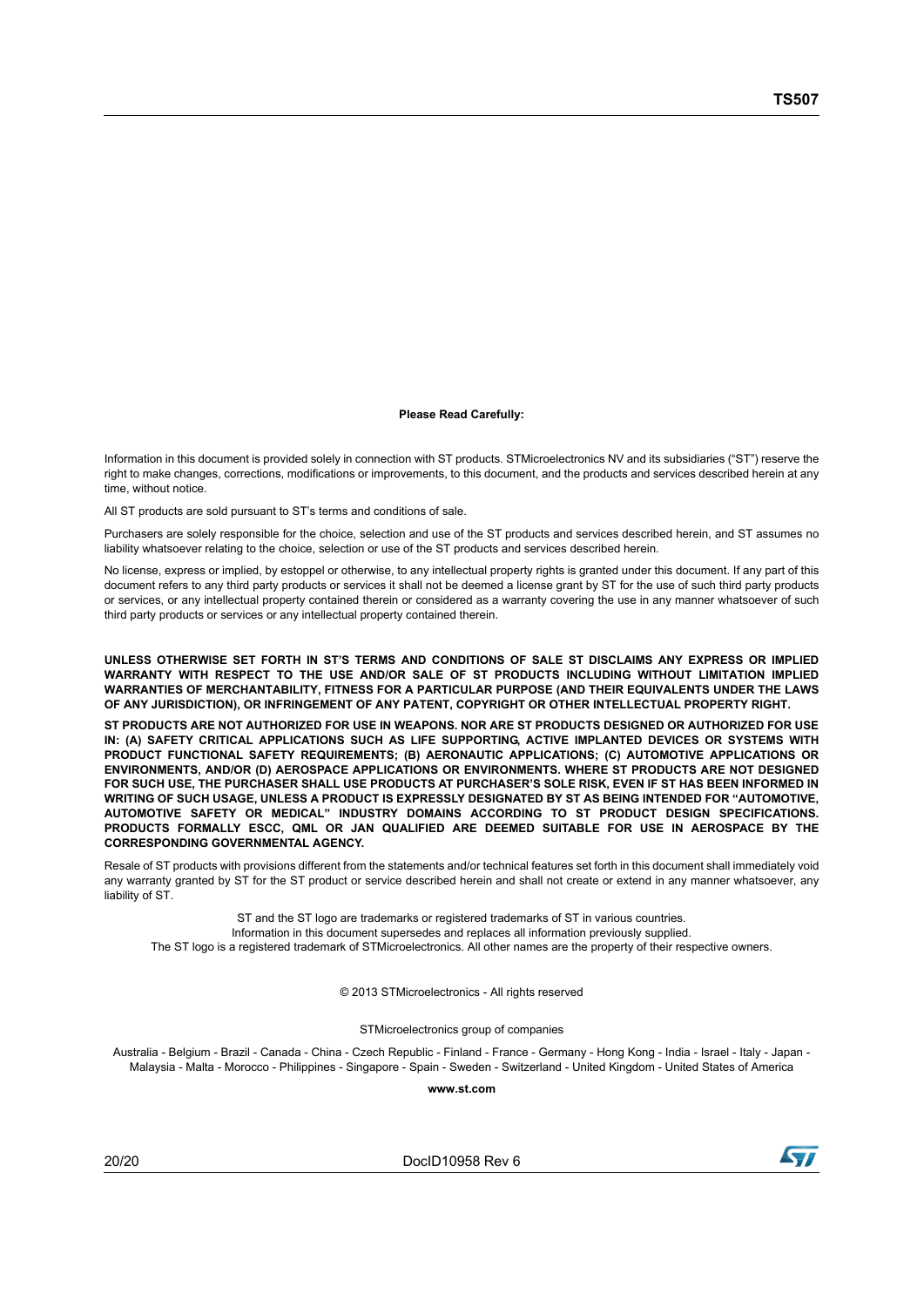**Please Read Carefully:**

Information in this document is provided solely in connection with ST products. STMicroelectronics NV and its subsidiaries (“ST”) reserve the right to make changes, corrections, modifications or improvements, to this document, and the products and services described herein at any time, without notice.

All ST products are sold pursuant to ST’s terms and conditions of sale.

Purchasers are solely responsible for the choice, selection and use of the ST products and services described herein, and ST assumes no liability whatsoever relating to the choice, selection or use of the ST products and services described herein.

No license, express or implied, by estoppel or otherwise, to any intellectual property rights is granted under this document. If any part of this document refers to any third party products or services it shall not be deemed a license grant by ST for the use of such third party products or services, or any intellectual property contained therein or considered as a warranty covering the use in any manner whatsoever of such third party products or services or any intellectual property contained therein.

**UNLESS OTHERWISE SET FORTH IN ST’S TERMS AND CONDITIONS OF SALE ST DISCLAIMS ANY EXPRESS OR IMPLIED WARRANTY WITH RESPECT TO THE USE AND/OR SALE OF ST PRODUCTS INCLUDING WITHOUT LIMITATION IMPLIED WARRANTIES OF MERCHANTABILITY, FITNESS FOR A PARTICULAR PURPOSE (AND THEIR EQUIVALENTS UNDER THE LAWS OF ANY JURISDICTION), OR INFRINGEMENT OF ANY PATENT, COPYRIGHT OR OTHER INTELLECTUAL PROPERTY RIGHT.**

**ST PRODUCTS ARE NOT AUTHORIZED FOR USE IN WEAPONS. NOR ARE ST PRODUCTS DESIGNED OR AUTHORIZED FOR USE IN: (A) SAFETY CRITICAL APPLICATIONS SUCH AS LIFE SUPPORTING, ACTIVE IMPLANTED DEVICES OR SYSTEMS WITH PRODUCT FUNCTIONAL SAFETY REQUIREMENTS; (B) AERONAUTIC APPLICATIONS; (C) AUTOMOTIVE APPLICATIONS OR ENVIRONMENTS, AND/OR (D) AEROSPACE APPLICATIONS OR ENVIRONMENTS. WHERE ST PRODUCTS ARE NOT DESIGNED FOR SUCH USE, THE PURCHASER SHALL USE PRODUCTS AT PURCHASER’S SOLE RISK, EVEN IF ST HAS BEEN INFORMED IN WRITING OF SUCH USAGE, UNLESS A PRODUCT IS EXPRESSLY DESIGNATED BY ST AS BEING INTENDED FOR “AUTOMOTIVE, AUTOMOTIVE SAFETY OR MEDICAL” INDUSTRY DOMAINS ACCORDING TO ST PRODUCT DESIGN SPECIFICATIONS. PRODUCTS FORMALLY ESCC, QML OR JAN QUALIFIED ARE DEEMED SUITABLE FOR USE IN AEROSPACE BY THE CORRESPONDING GOVERNMENTAL AGENCY.**

Resale of ST products with provisions different from the statements and/or technical features set forth in this document shall immediately void any warranty granted by ST for the ST product or service described herein and shall not create or extend in any manner whatsoever, any liability of ST.

ST and the ST logo are trademarks or registered trademarks of ST in various countries.
Information in this document supersedes and replaces all information previously supplied.
The ST logo is a registered trademark of STMicroelectronics. All other names are the property of their respective owners.

© 2013 STMicroelectronics - All rights reserved

STMicroelectronics group of companies

Australia - Belgium - Brazil - Canada - China - Czech Republic - Finland - France - Germany - Hong Kong - India - Israel - Italy - Japan - Malaysia - Malta - Morocco - Philippines - Singapore - Spain - Sweden - Switzerland - United Kingdom - United States of America

**www.st.com**